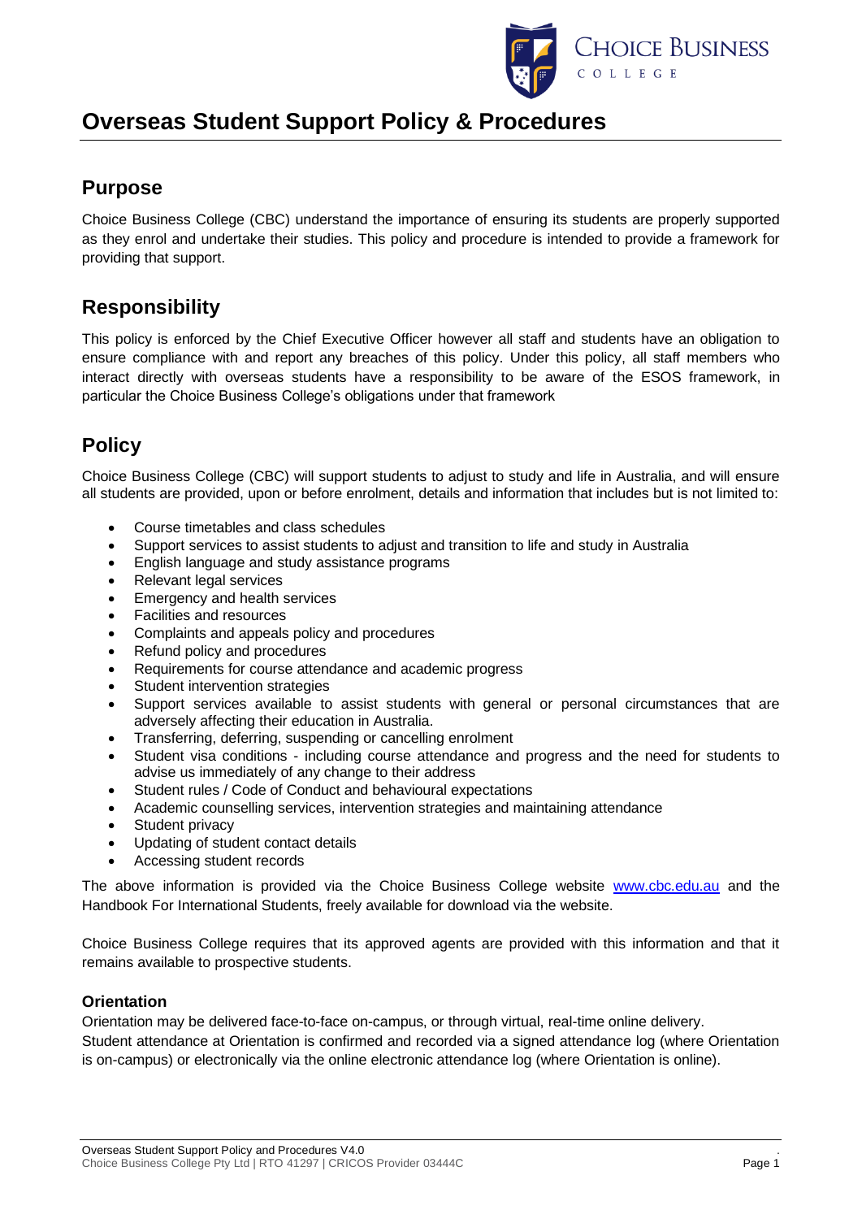# Overseas Student Support Policy & Procedures

## Purpose

Choice Business College (CBC) understand the importance of ensuring its students are properly supported as they enrol and undertake their studies. This policy and procedure is intended to provide a framework for providing that support.

## Responsibility

This policy is enforced by the Chief Executive Officer however all staff and students have an obligation to ensure compliance with and report any breaches of this policy. Under this policy, all staff members who interact directly with overseas students have a responsibility to be aware of the ESOS framework, in particular the Choice Business College's obligations under that framework

## Policy

Choice Business College (CBC) will support students to adjust to study and life in Australia, and will ensure all students are provided, upon or before enrolment, details and information that includes but is not limited to:

- Course timetables and class schedules
- Support services to assist students to adjust and transition to life and study in Australia
- English language and study assistance programs
- Relevant legal services
- Emergency and health services
- Facilities and resources
- Complaints and appeals policy and procedures
- Refund policy and procedures
- Requirements for course attendance and academic progress
- Student intervention strategies
- Support services available to assist students with general or personal circumstances that are adversely affecting their education in Australia.
- Transferring, deferring, suspending or cancelling enrolment
- Student visa conditions - including course attendance and progress and the need for students to advise us immediately of any change to their address
- Student rules / Code of Conduct and behavioural expectations
- Academic counselling services, intervention strategies and maintaining attendance
- Student privacy
- Updating of student contact details
- Accessing student records

The above information is provided via the Choice Business College website www.cbc.edu.au and the Handbook For International Students, freely available for download via the website.

Choice Business College requires that its approved agents are provided with this information and that it remains available to prospective students.

### Orientation

Orientation may be delivered face-to-face on-campus, or through virtual, real-time online delivery.
Student attendance at Orientation is confirmed and recorded via a signed attendance log (where Orientation is on-campus) or electronically via the online electronic attendance log (where Orientation is online).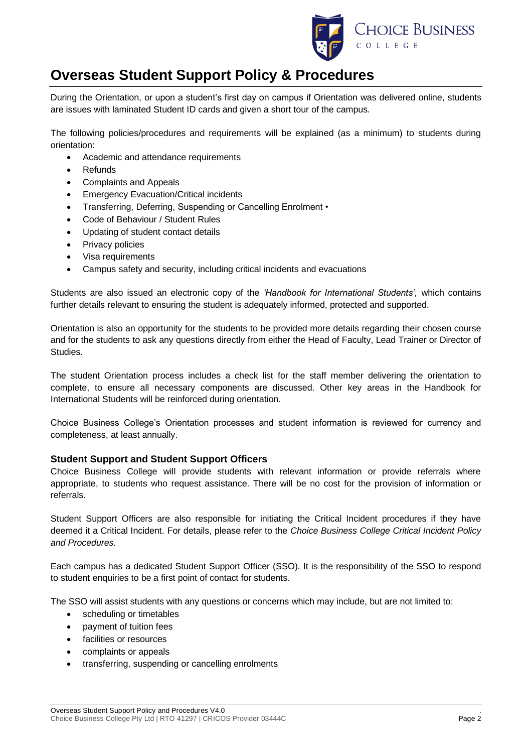# Overseas Student Support Policy & Procedures

During the Orientation, or upon a student's first day on campus if Orientation was delivered online, students are issues with laminated Student ID cards and given a short tour of the campus.

The following policies/procedures and requirements will be explained (as a minimum) to students during orientation:

- Academic and attendance requirements
- Refunds
- Complaints and Appeals
- Emergency Evacuation/Critical incidents
- Transferring, Deferring, Suspending or Cancelling Enrolment •
- Code of Behaviour / Student Rules
- Updating of student contact details
- Privacy policies
- Visa requirements
- Campus safety and security, including critical incidents and evacuations

Students are also issued an electronic copy of the *'Handbook for International Students',* which contains further details relevant to ensuring the student is adequately informed, protected and supported.

Orientation is also an opportunity for the students to be provided more details regarding their chosen course and for the students to ask any questions directly from either the Head of Faculty, Lead Trainer or Director of Studies.

The student Orientation process includes a check list for the staff member delivering the orientation to complete, to ensure all necessary components are discussed. Other key areas in the Handbook for International Students will be reinforced during orientation.

Choice Business College's Orientation processes and student information is reviewed for currency and completeness, at least annually.

### Student Support and Student Support Officers

Choice Business College will provide students with relevant information or provide referrals where appropriate, to students who request assistance. There will be no cost for the provision of information or referrals.

Student Support Officers are also responsible for initiating the Critical Incident procedures if they have deemed it a Critical Incident. For details, please refer to the *Choice Business College Critical Incident Policy and Procedures.*

Each campus has a dedicated Student Support Officer (SSO). It is the responsibility of the SSO to respond to student enquiries to be a first point of contact for students.

The SSO will assist students with any questions or concerns which may include, but are not limited to:

- scheduling or timetables
- payment of tuition fees
- facilities or resources
- complaints or appeals
- transferring, suspending or cancelling enrolments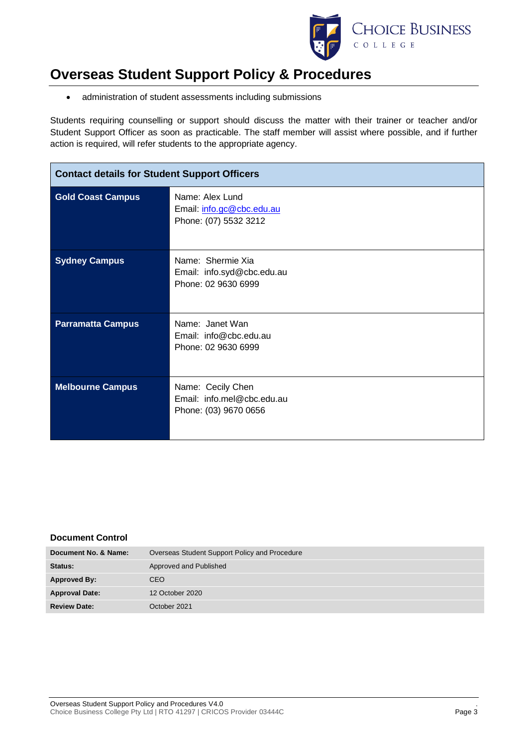- administration of student assessments including submissions

Students requiring counselling or support should discuss the matter with their trainer or teacher and/or Student Support Officer as soon as practicable. The staff member will assist where possible, and if further action is required, will refer students to the appropriate agency.

| Contact details for Student Support Officers | |
|---|---|
| **Gold Coast Campus** | Name: Alex Lund<br>Email: info.gc@cbc.edu.au<br>Phone: (07) 5532 3212 |
| **Sydney Campus** | Name: Shermie Xia<br>Email: info.syd@cbc.edu.au<br>Phone: 02 9630 6999 |
| **Parramatta Campus** | Name: Janet Wan<br>Email: info@cbc.edu.au<br>Phone: 02 9630 6999 |
| **Melbourne Campus** | Name: Cecily Chen<br>Email: info.mel@cbc.edu.au<br>Phone: (03) 9670 0656 |

### Document Control

| | |
|---|---|
| **Document No. & Name:** | Overseas Student Support Policy and Procedure |
| **Status:** | Approved and Published |
| **Approved By:** | CEO |
| **Approval Date:** | 12 October 2020 |
| **Review Date:** | October 2021 |